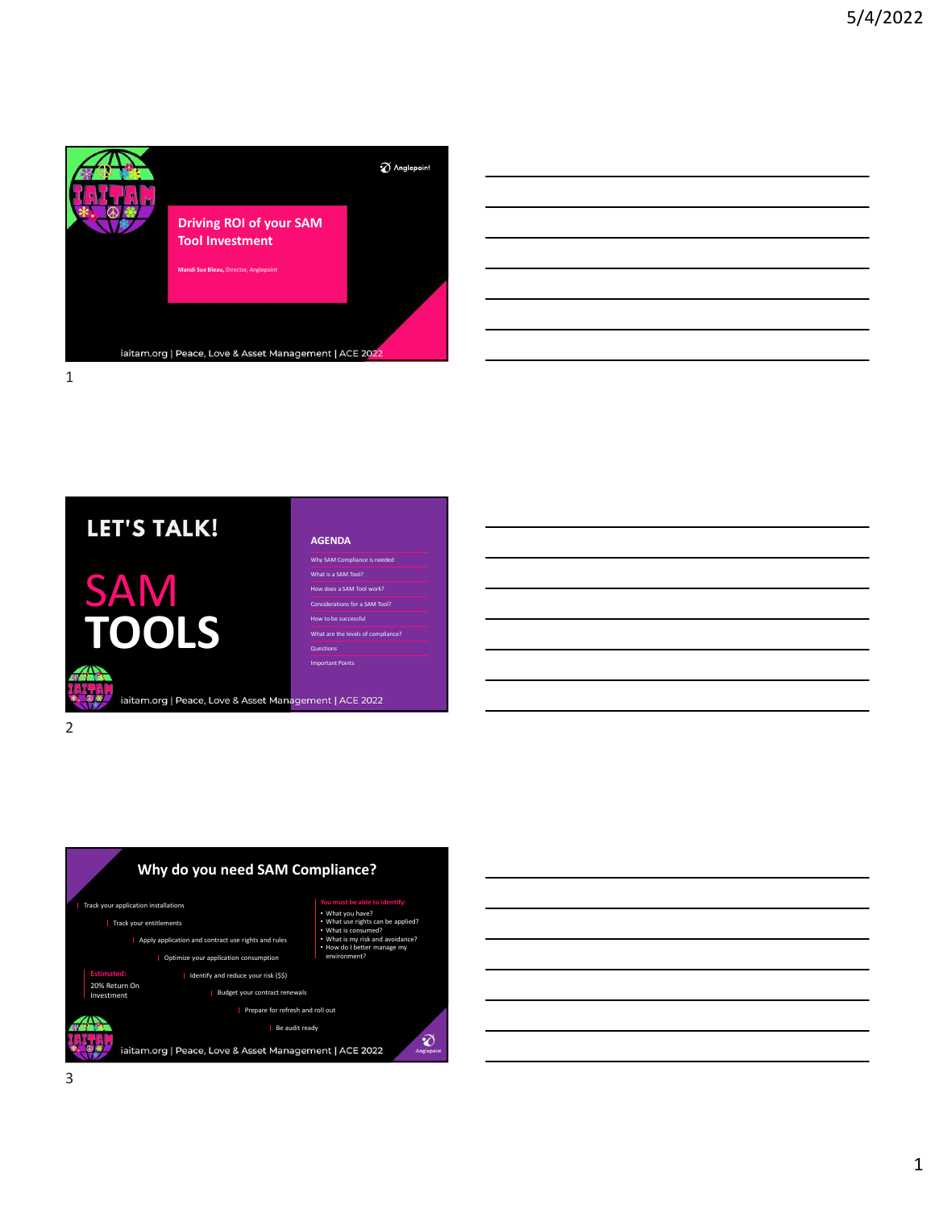# Driving ROI of your SAM Tool Investment

**Mandi Sue Bleau,** Director, Anglepoint

Anglepoint

iaitam.org | Peace, Love & Asset Management | ACE 2022

---

## LET'S TALK!

# SAM TOOLS

### AGENDA

- Why SAM Compliance is needed
- What is a SAM Tool?
- How does a SAM Tool work?
- Considerations for a SAM Tool?
- How to be successful
- What are the levels of compliance?
- Questions
- Important Points

iaitam.org | Peace, Love & Asset Management | ACE 2022

---

## Why do you need SAM Compliance?

- Track your application installations
- Track your entitlements
- Apply application and contract use rights and rules
- Optimize your application consumption
- Identify and reduce your risk ($$)
- Budget your contract renewals
- Prepare for refresh and roll out
- Be audit ready

**Estimated:**
20% Return On Investment

**You must be able to identify:**

- What you have?
- What use rights can be applied?
- What is consumed?
- What is my risk and avoidance?
- How do I better manage my environment?

iaitam.org | Peace, Love & Asset Management | ACE 2022

Anglepoint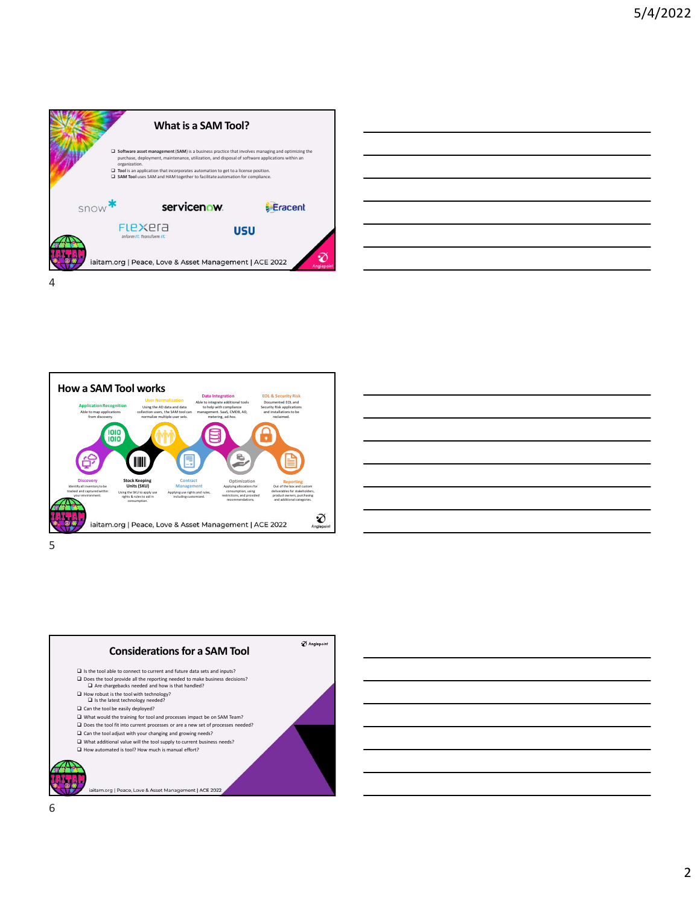## What is a SAM Tool?

- **Software asset management (SAM)** is a business practice that involves managing and optimizing the purchase, deployment, maintenance, utilization, and disposal of software applications within an organization.
- **Tool** is an application that incorporates automation to get to a license position.
- **SAM Tool** uses SAM and HAM together to facilitate automation for compliance.

snow | servicenow | Eracent | Flexera (Inform IT. Transform IT.) | USU

iaitam.org | Peace, Love & Asset Management | ACE 2022

## How a SAM Tool works

**Discovery**
Identify all inventory to be tracked and captured within your environment.

**Application Recognition**
Able to map applications from discovery.

**Stock Keeping Units (SKU)**
Using the SKU to apply use rights & rules to aid in consumption.

**User Normalization**
Using the AD data and data collection users, the SAM tool can normalize multiple user sets.

**Contract Management**
Applying use rights and rules, including customized.

**Data Integration**
Able to integrate additional tools to help with compliance management. SaaS, CMDB, AD, metering, ad-hoc.

**Optimization**
Applying allocations for consumption, using restrictions, and provided recommendations.

**EOL & Security Risk**
Documented EOL and Security Risk applications and installations to be reclaimed.

**Reporting**
Out of the box and custom deliverables for stakeholders, product owners, purchasing and additional categories.

iaitam.org | Peace, Love & Asset Management | ACE 2022

## Considerations for a SAM Tool

- Is the tool able to connect to current and future data sets and inputs?
- Does the tool provide all the reporting needed to make business decisions?
  - Are chargebacks needed and how is that handled?
- How robust is the tool with technology?
  - Is the latest technology needed?
- Can the tool be easily deployed?
- What would the training for tool and processes impact be on SAM Team?
- Does the tool fit into current processes or are a new set of processes needed?
- Can the tool adjust with your changing and growing needs?
- What additional value will the tool supply to current business needs?
- How automated is tool? How much is manual effort?

iaitam.org | Peace, Love & Asset Management | ACE 2022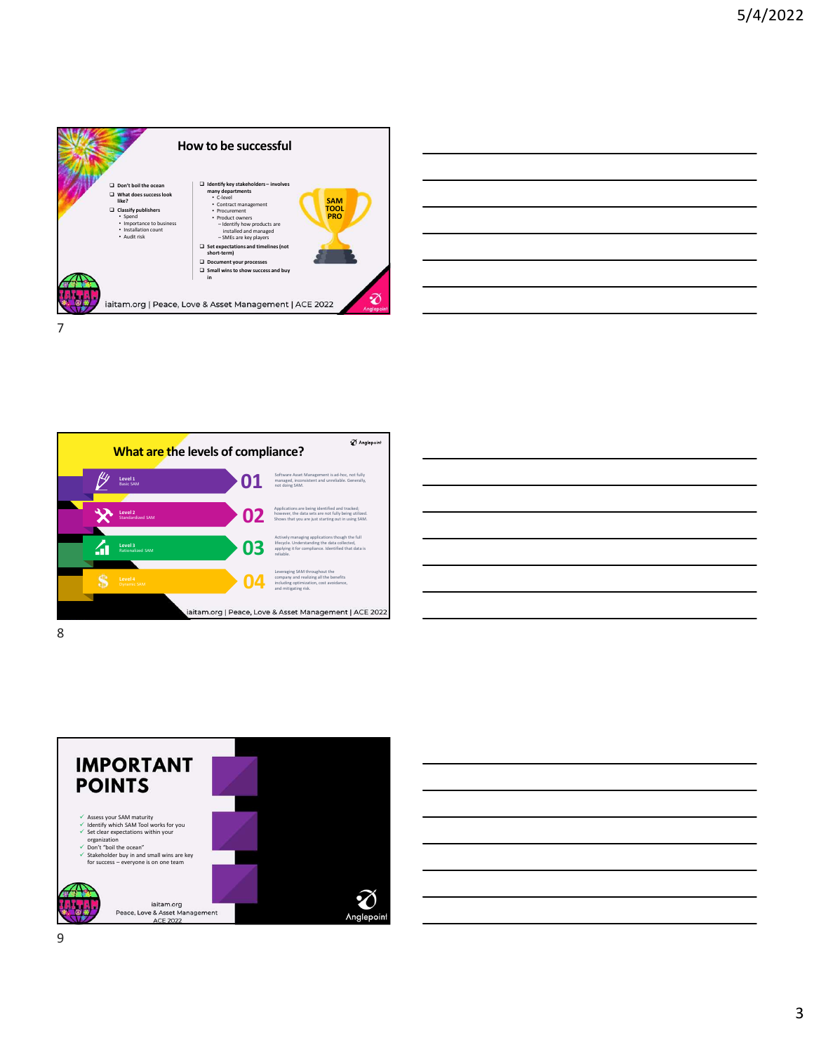## How to be successful

- Don't boil the ocean
- What does success look like?
- Classify publishers
  - Spend
  - Importance to business
  - Installation count
  - Audit risk
- Identify key stakeholders – involves many departments
  - C-level
  - Contract management
  - Procurement
  - Product owners
    - Identify how products are installed and managed
    - SMEs are key players
- Set expectations and timelines (not short-term)
- Document your processes
- Small wins to show success and buy in

SAM TOOL PRO

iaitam.org | Peace, Love & Asset Management | ACE 2022

Anglepoint

## What are the levels of compliance?

Anglepoint

| | Level | Description |
|---|---|---|
| 01 | Level 1 Basic SAM | Software Asset Management is ad-hoc, not fully managed, inconsistent and unreliable. Generally, not doing SAM. |
| 02 | Level 2 Standardized SAM | Applications are being identified and tracked; however, the data sets are not fully being utilized. Shows that you are just starting out in using SAM. |
| 03 | Level 3 Rationalized SAM | Actively managing applications though the full lifecycle. Understanding the data collected, applying it for compliance. Identified that data is reliable. |
| 04 | Level 4 Dynamic SAM | Leveraging SAM throughout the company and realizing all the benefits including optimization, cost avoidance, and mitigating risk. |

iaitam.org | Peace, Love & Asset Management | ACE 2022

## IMPORTANT POINTS

- ✓ Assess your SAM maturity
- ✓ Identify which SAM Tool works for you
- ✓ Set clear expectations within your organization
- ✓ Don't "boil the ocean"
- ✓ Stakeholder buy in and small wins are key for success – everyone is on one team

iaitam.org
Peace, Love & Asset Management
ACE 2022

Anglepoint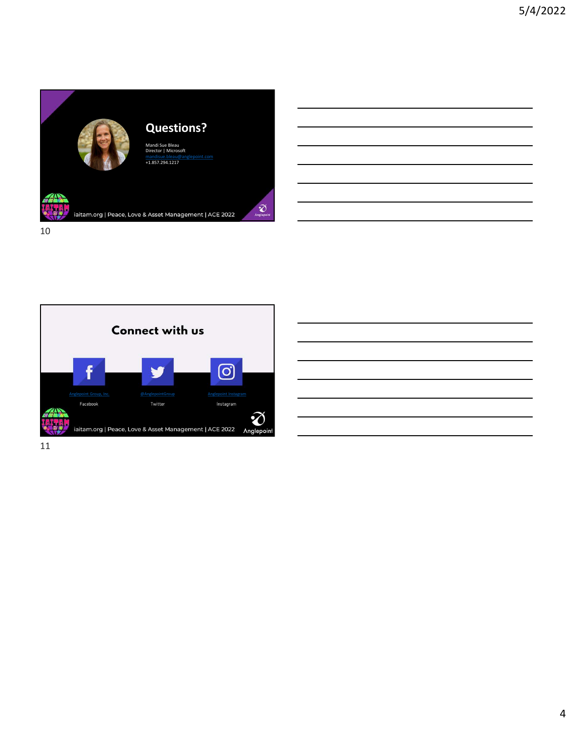# Questions?

Mandi Sue Bleau
Director | Microsoft
mandisue.bleau@anglepoint.com
+1.857.294.1217

iaitam.org | Peace, Love & Asset Management | ACE 2022

Anglepoint

# Connect with us

Anglepoint Group, Inc.
Facebook

@AnglepointGroup
Twitter

Anglepoint Instagram
Instagram

iaitam.org | Peace, Love & Asset Management | ACE 2022

Anglepoint